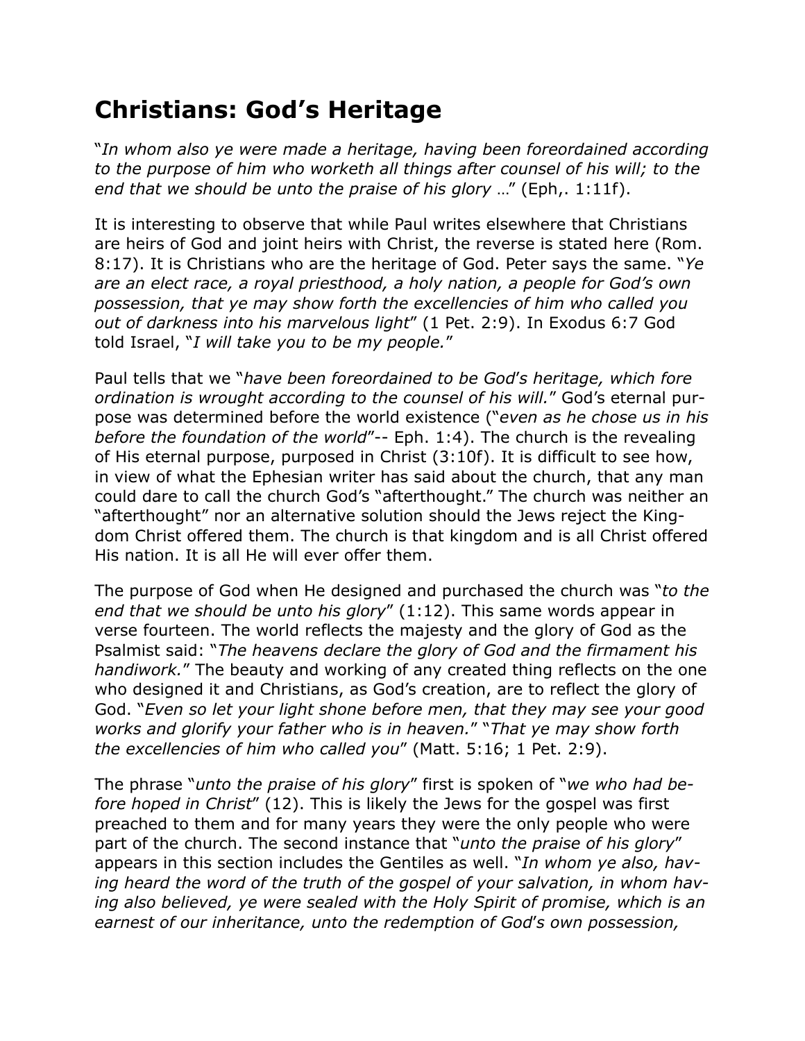# Christians: God's Heritage

"*In whom also ye were made a heritage, having been foreordained according to the purpose of him who worketh all things after counsel of his will; to the end that we should be unto the praise of his glory* …" (Eph,. 1:11f).

It is interesting to observe that while Paul writes elsewhere that Christians are heirs of God and joint heirs with Christ, the reverse is stated here (Rom. 8:17). It is Christians who are the heritage of God. Peter says the same. "*Ye are an elect race, a royal priesthood, a holy nation, a people for God's own possession, that ye may show forth the excellencies of him who called you out of darkness into his marvelous light*" (1 Pet. 2:9). In Exodus 6:7 God told Israel, "*I will take you to be my people.*"

Paul tells that we "*have been foreordained to be God's heritage, which fore ordination is wrought according to the counsel of his will.*" God's eternal purpose was determined before the world existence ("*even as he chose us in his before the foundation of the world*"-- Eph. 1:4). The church is the revealing of His eternal purpose, purposed in Christ (3:10f). It is difficult to see how, in view of what the Ephesian writer has said about the church, that any man could dare to call the church God's "afterthought." The church was neither an "afterthought" nor an alternative solution should the Jews reject the Kingdom Christ offered them. The church is that kingdom and is all Christ offered His nation. It is all He will ever offer them.

The purpose of God when He designed and purchased the church was "*to the end that we should be unto his glory*" (1:12). This same words appear in verse fourteen. The world reflects the majesty and the glory of God as the Psalmist said: "*The heavens declare the glory of God and the firmament his handiwork.*" The beauty and working of any created thing reflects on the one who designed it and Christians, as God's creation, are to reflect the glory of God. "*Even so let your light shone before men, that they may see your good works and glorify your father who is in heaven.*" "*That ye may show forth the excellencies of him who called you*" (Matt. 5:16; 1 Pet. 2:9).

The phrase "*unto the praise of his glory*" first is spoken of "*we who had before hoped in Christ*" (12). This is likely the Jews for the gospel was first preached to them and for many years they were the only people who were part of the church. The second instance that "*unto the praise of his glory*" appears in this section includes the Gentiles as well. "*In whom ye also, having heard the word of the truth of the gospel of your salvation, in whom having also believed, ye were sealed with the Holy Spirit of promise, which is an earnest of our inheritance, unto the redemption of God's own possession,*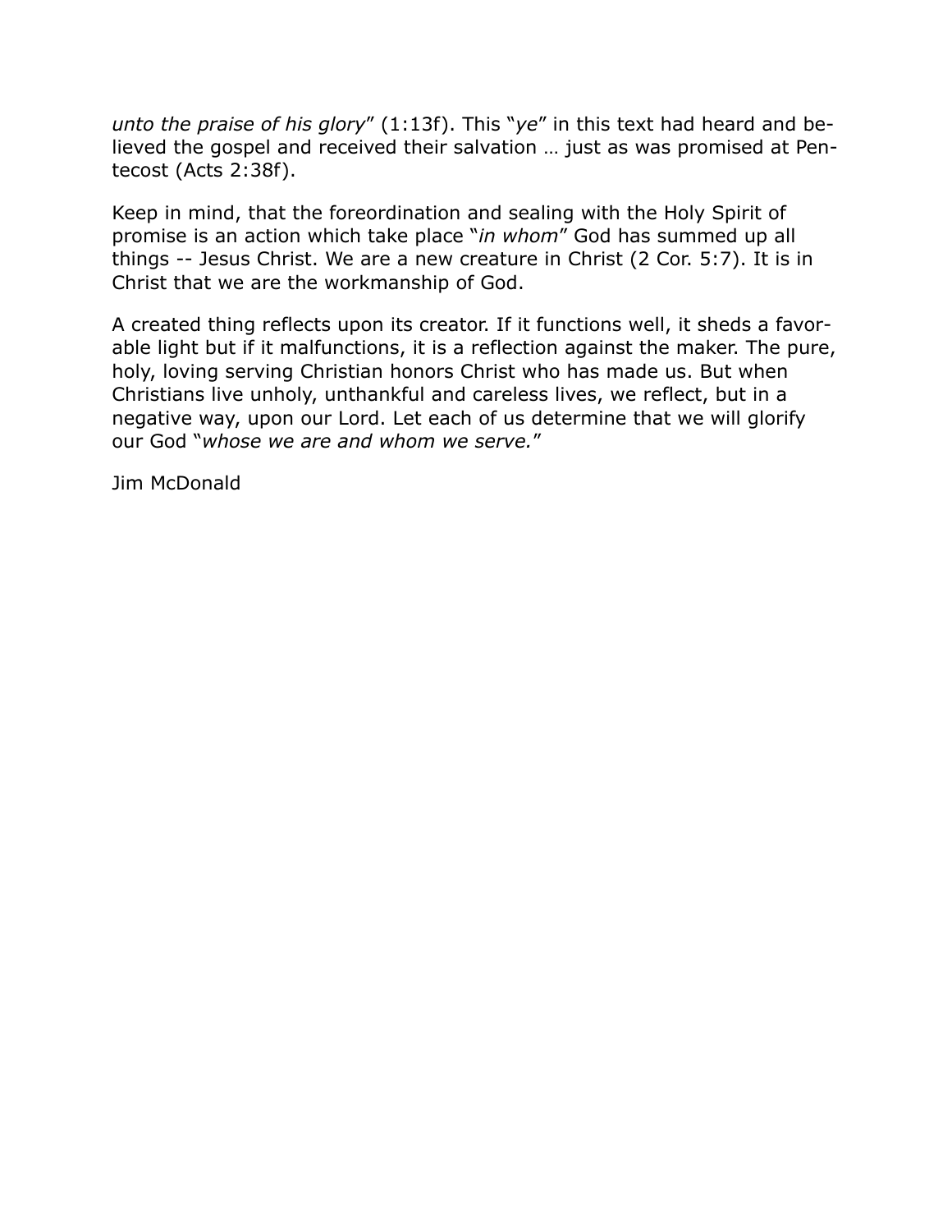*unto the praise of his glory*" (1:13f). This "*ye*" in this text had heard and believed the gospel and received their salvation … just as was promised at Pentecost (Acts 2:38f).

Keep in mind, that the foreordination and sealing with the Holy Spirit of promise is an action which take place "*in whom*" God has summed up all things -- Jesus Christ. We are a new creature in Christ (2 Cor. 5:7). It is in Christ that we are the workmanship of God.

A created thing reflects upon its creator. If it functions well, it sheds a favorable light but if it malfunctions, it is a reflection against the maker. The pure, holy, loving serving Christian honors Christ who has made us. But when Christians live unholy, unthankful and careless lives, we reflect, but in a negative way, upon our Lord. Let each of us determine that we will glorify our God "*whose we are and whom we serve.*"

Jim McDonald